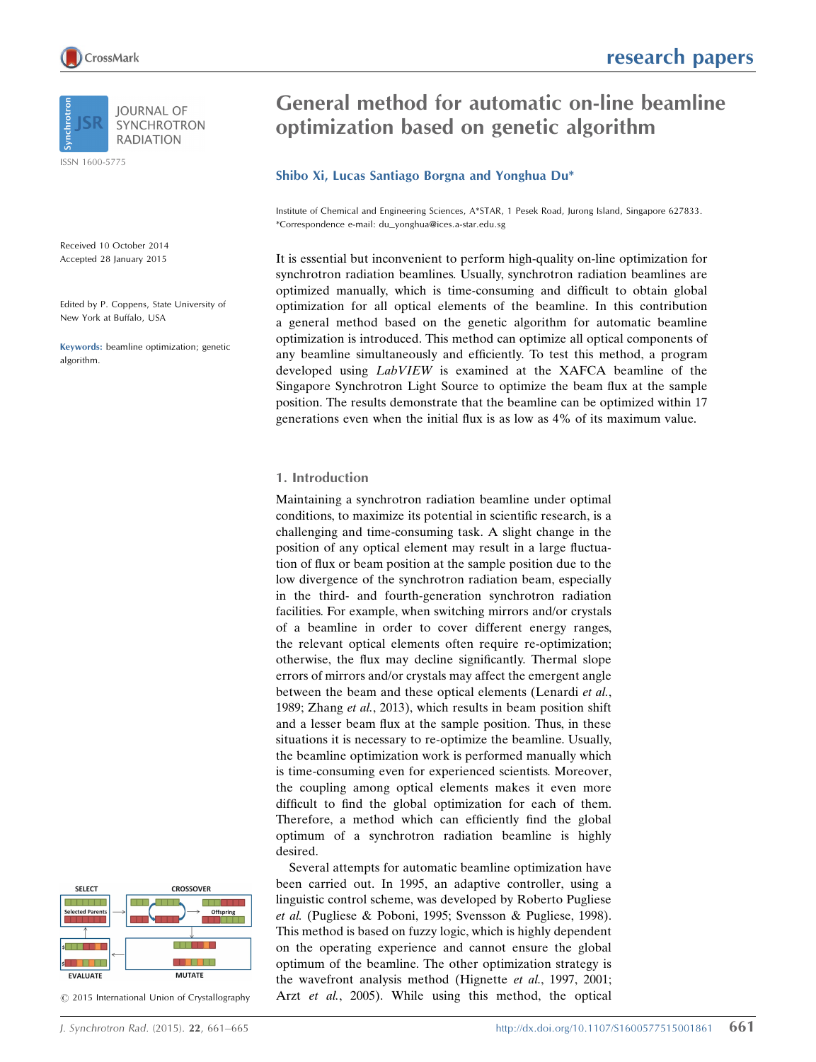# General method for automatic on-line beamline optimization based on genetic algorithm

**Shibo Xi, Lucas Santiago Borgna and Yonghua Du***

Institute of Chemical and Engineering Sciences, A*STAR, 1 Pesek Road, Jurong Island, Singapore 627833. *Correspondence e-mail: du_yonghua@ices.a-star.edu.sg

Received 10 October 2014
Accepted 28 January 2015

Edited by P. Coppens, State University of New York at Buffalo, USA

**Keywords:** beamline optimization; genetic algorithm.

© 2015 International Union of Crystallography

It is essential but inconvenient to perform high-quality on-line optimization for synchrotron radiation beamlines. Usually, synchrotron radiation beamlines are optimized manually, which is time-consuming and difficult to obtain global optimization for all optical elements of the beamline. In this contribution a general method based on the genetic algorithm for automatic beamline optimization is introduced. This method can optimize all optical components of any beamline simultaneously and efficiently. To test this method, a program developed using *LabVIEW* is examined at the XAFCA beamline of the Singapore Synchrotron Light Source to optimize the beam flux at the sample position. The results demonstrate that the beamline can be optimized within 17 generations even when the initial flux is as low as 4% of its maximum value.

## 1. Introduction

Maintaining a synchrotron radiation beamline under optimal conditions, to maximize its potential in scientific research, is a challenging and time-consuming task. A slight change in the position of any optical element may result in a large fluctuation of flux or beam position at the sample position due to the low divergence of the synchrotron radiation beam, especially in the third- and fourth-generation synchrotron radiation facilities. For example, when switching mirrors and/or crystals of a beamline in order to cover different energy ranges, the relevant optical elements often require re-optimization; otherwise, the flux may decline significantly. Thermal slope errors of mirrors and/or crystals may affect the emergent angle between the beam and these optical elements (Lenardi *et al.*, 1989; Zhang *et al.*, 2013), which results in beam position shift and a lesser beam flux at the sample position. Thus, in these situations it is necessary to re-optimize the beamline. Usually, the beamline optimization work is performed manually which is time-consuming even for experienced scientists. Moreover, the coupling among optical elements makes it even more difficult to find the global optimization for each of them. Therefore, a method which can efficiently find the global optimum of a synchrotron radiation beamline is highly desired.

Several attempts for automatic beamline optimization have been carried out. In 1995, an adaptive controller, using a linguistic control scheme, was developed by Roberto Pugliese *et al.* (Pugliese & Poboni, 1995; Svensson & Pugliese, 1998). This method is based on fuzzy logic, which is highly dependent on the operating experience and cannot ensure the global optimum of the beamline. The other optimization strategy is the wavefront analysis method (Hignette *et al.*, 1997, 2001; Arzt *et al.*, 2005). While using this method, the optical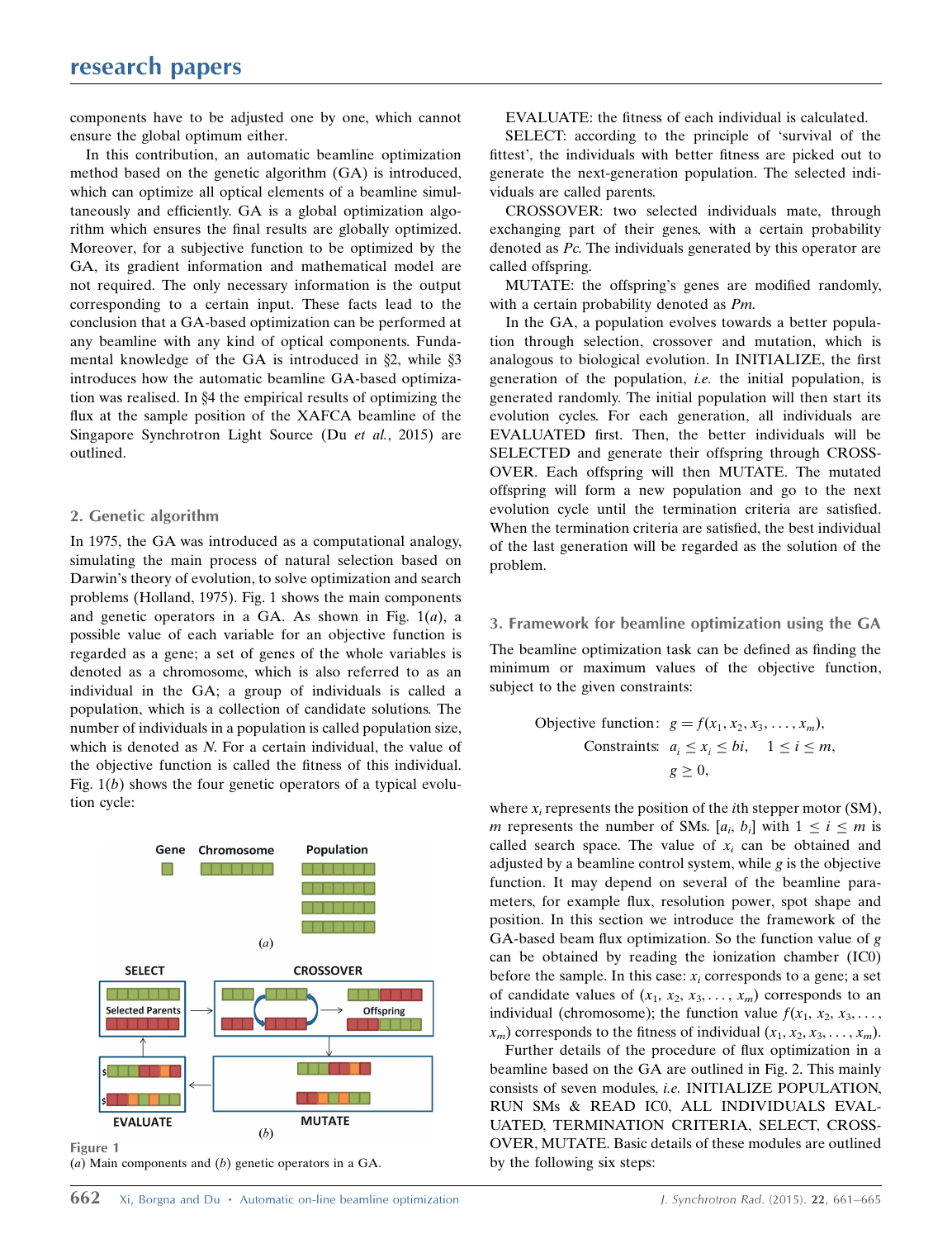components have to be adjusted one by one, which cannot ensure the global optimum either.

In this contribution, an automatic beamline optimization method based on the genetic algorithm (GA) is introduced, which can optimize all optical elements of a beamline simultaneously and efficiently. GA is a global optimization algorithm which ensures the final results are globally optimized. Moreover, for a subjective function to be optimized by the GA, its gradient information and mathematical model are not required. The only necessary information is the output corresponding to a certain input. These facts lead to the conclusion that a GA-based optimization can be performed at any beamline with any kind of optical components. Fundamental knowledge of the GA is introduced in §2, while §3 introduces how the automatic beamline GA-based optimization was realised. In §4 the empirical results of optimizing the flux at the sample position of the XAFCA beamline of the Singapore Synchrotron Light Source (Du *et al.*, 2015) are outlined.

## 2. Genetic algorithm

In 1975, the GA was introduced as a computational analogy, simulating the main process of natural selection based on Darwin's theory of evolution, to solve optimization and search problems (Holland, 1975). Fig. 1 shows the main components and genetic operators in a GA. As shown in Fig. 1(*a*), a possible value of each variable for an objective function is regarded as a gene; a set of genes of the whole variables is denoted as a chromosome, which is also referred to as an individual in the GA; a group of individuals is called a population, which is a collection of candidate solutions. The number of individuals in a population is called population size, which is denoted as *N*. For a certain individual, the value of the objective function is called the fitness of this individual. Fig. 1(*b*) shows the four genetic operators of a typical evolution cycle:

Figure 1
(*a*) Main components and (*b*) genetic operators in a GA.

EVALUATE: the fitness of each individual is calculated.

SELECT: according to the principle of 'survival of the fittest', the individuals with better fitness are picked out to generate the next-generation population. The selected individuals are called parents.

CROSSOVER: two selected individuals mate, through exchanging part of their genes, with a certain probability denoted as *Pc*. The individuals generated by this operator are called offspring.

MUTATE: the offspring's genes are modified randomly, with a certain probability denoted as *Pm*.

In the GA, a population evolves towards a better population through selection, crossover and mutation, which is analogous to biological evolution. In INITIALIZE, the first generation of the population, *i.e.* the initial population, is generated randomly. The initial population will then start its evolution cycles. For each generation, all individuals are EVALUATED first. Then, the better individuals will be SELECTED and generate their offspring through CROSSOVER. Each offspring will then MUTATE. The mutated offspring will form a new population and go to the next evolution cycle until the termination criteria are satisfied. When the termination criteria are satisfied, the best individual of the last generation will be regarded as the solution of the problem.

## 3. Framework for beamline optimization using the GA

The beamline optimization task can be defined as finding the minimum or maximum values of the objective function, subject to the given constraints:

$$\begin{aligned} \text{Objective function:}\quad & g = f(x_1, x_2, x_3, \ldots, x_m), \\ \text{Constraints:}\quad & a_i \le x_i \le bi, \quad 1 \le i \le m, \\ & g \ge 0, \end{aligned}$$

where $x_i$ represents the position of the $i$th stepper motor (SM), $m$ represents the number of SMs. $[a_i, b_i]$ with $1 \le i \le m$ is called search space. The value of $x_i$ can be obtained and adjusted by a beamline control system, while $g$ is the objective function. It may depend on several of the beamline parameters, for example flux, resolution power, spot shape and position. In this section we introduce the framework of the GA-based beam flux optimization. So the function value of $g$ can be obtained by reading the ionization chamber (IC0) before the sample. In this case: $x_i$ corresponds to a gene; a set of candidate values of $(x_1, x_2, x_3, \ldots, x_m)$ corresponds to an individual (chromosome); the function value $f(x_1, x_2, x_3, \ldots, x_m)$ corresponds to the fitness of individual $(x_1, x_2, x_3, \ldots, x_m)$.

Further details of the procedure of flux optimization in a beamline based on the GA are outlined in Fig. 2. This mainly consists of seven modules, *i.e.* INITIALIZE POPULATION, RUN SMs & READ IC0, ALL INDIVIDUALS EVALUATED, TERMINATION CRITERIA, SELECT, CROSSOVER, MUTATE. Basic details of these modules are outlined by the following six steps: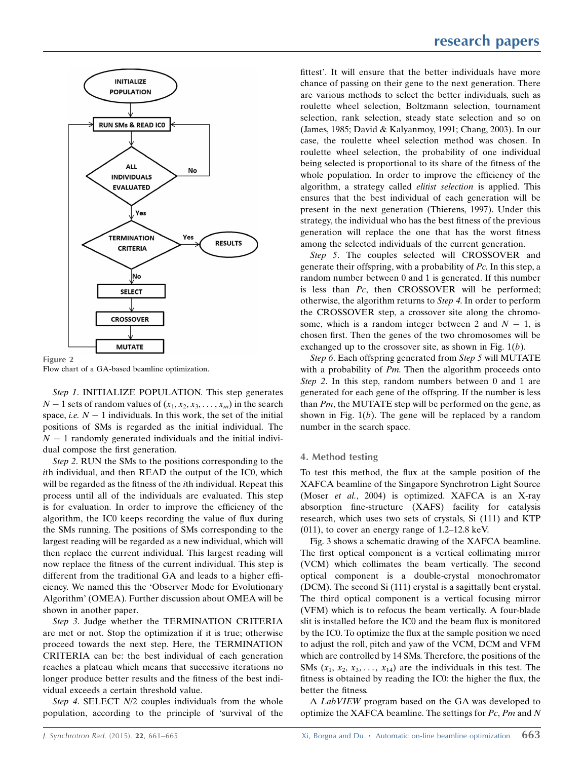Figure 2
Flow chart of a GA-based beamline optimization.

*Step 1*. INITIALIZE POPULATION. This step generates $N-1$ sets of random values of $(x_1, x_2, x_3, \ldots, x_m)$ in the search space, *i.e.* $N-1$ individuals. In this work, the set of the initial positions of SMs is regarded as the initial individual. The $N-1$ randomly generated individuals and the initial individual compose the first generation.

*Step 2*. RUN the SMs to the positions corresponding to the $i$th individual, and then READ the output of the IC0, which will be regarded as the fitness of the $i$th individual. Repeat this process until all of the individuals are evaluated. This step is for evaluation. In order to improve the efficiency of the algorithm, the IC0 keeps recording the value of flux during the SMs running. The positions of SMs corresponding to the largest reading will be regarded as a new individual, which will then replace the current individual. This largest reading will now replace the fitness of the current individual. This step is different from the traditional GA and leads to a higher efficiency. We named this the 'Observer Mode for Evolutionary Algorithm' (OMEA). Further discussion about OMEA will be shown in another paper.

*Step 3*. Judge whether the TERMINATION CRITERIA are met or not. Stop the optimization if it is true; otherwise proceed towards the next step. Here, the TERMINATION CRITERIA can be: the best individual of each generation reaches a plateau which means that successive iterations no longer produce better results and the fitness of the best individual exceeds a certain threshold value.

*Step 4*. SELECT $N/2$ couples individuals from the whole population, according to the principle of 'survival of the fittest'. It will ensure that the better individuals have more chance of passing on their gene to the next generation. There are various methods to select the better individuals, such as roulette wheel selection, Boltzmann selection, tournament selection, rank selection, steady state selection and so on (James, 1985; David & Kalyanmoy, 1991; Chang, 2003). In our case, the roulette wheel selection method was chosen. In roulette wheel selection, the probability of one individual being selected is proportional to its share of the fitness of the whole population. In order to improve the efficiency of the algorithm, a strategy called *elitist selection* is applied. This ensures that the best individual of each generation will be present in the next generation (Thierens, 1997). Under this strategy, the individual who has the best fitness of the previous generation will replace the one that has the worst fitness among the selected individuals of the current generation.

*Step 5*. The couples selected will CROSSOVER and generate their offspring, with a probability of $Pc$. In this step, a random number between 0 and 1 is generated. If this number is less than $Pc$, then CROSSOVER will be performed; otherwise, the algorithm returns to *Step 4*. In order to perform the CROSSOVER step, a crossover site along the chromosome, which is a random integer between 2 and $N-1$, is chosen first. Then the genes of the two chromosomes will be exchanged up to the crossover site, as shown in Fig. 1(*b*).

*Step 6*. Each offspring generated from *Step 5* will MUTATE with a probability of $Pm$. Then the algorithm proceeds onto *Step 2*. In this step, random numbers between 0 and 1 are generated for each gene of the offspring. If the number is less than $Pm$, the MUTATE step will be performed on the gene, as shown in Fig. 1(*b*). The gene will be replaced by a random number in the search space.

## 4. Method testing

To test this method, the flux at the sample position of the XAFCA beamline of the Singapore Synchrotron Light Source (Moser *et al.*, 2004) is optimized. XAFCA is an X-ray absorption fine-structure (XAFS) facility for catalysis research, which uses two sets of crystals, Si (111) and KTP (011), to cover an energy range of 1.2–12.8 keV.

Fig. 3 shows a schematic drawing of the XAFCA beamline. The first optical component is a vertical collimating mirror (VCM) which collimates the beam vertically. The second optical component is a double-crystal monochromator (DCM). The second Si (111) crystal is a sagittally bent crystal. The third optical component is a vertical focusing mirror (VFM) which is to refocus the beam vertically. A four-blade slit is installed before the IC0 and the beam flux is monitored by the IC0. To optimize the flux at the sample position we need to adjust the roll, pitch and yaw of the VCM, DCM and VFM which are controlled by 14 SMs. Therefore, the positions of the SMs $(x_1, x_2, x_3, \ldots, x_{14})$ are the individuals in this test. The fitness is obtained by reading the IC0: the higher the flux, the better the fitness.

A *LabVIEW* program based on the GA was developed to optimize the XAFCA beamline. The settings for $Pc$, $Pm$ and $N$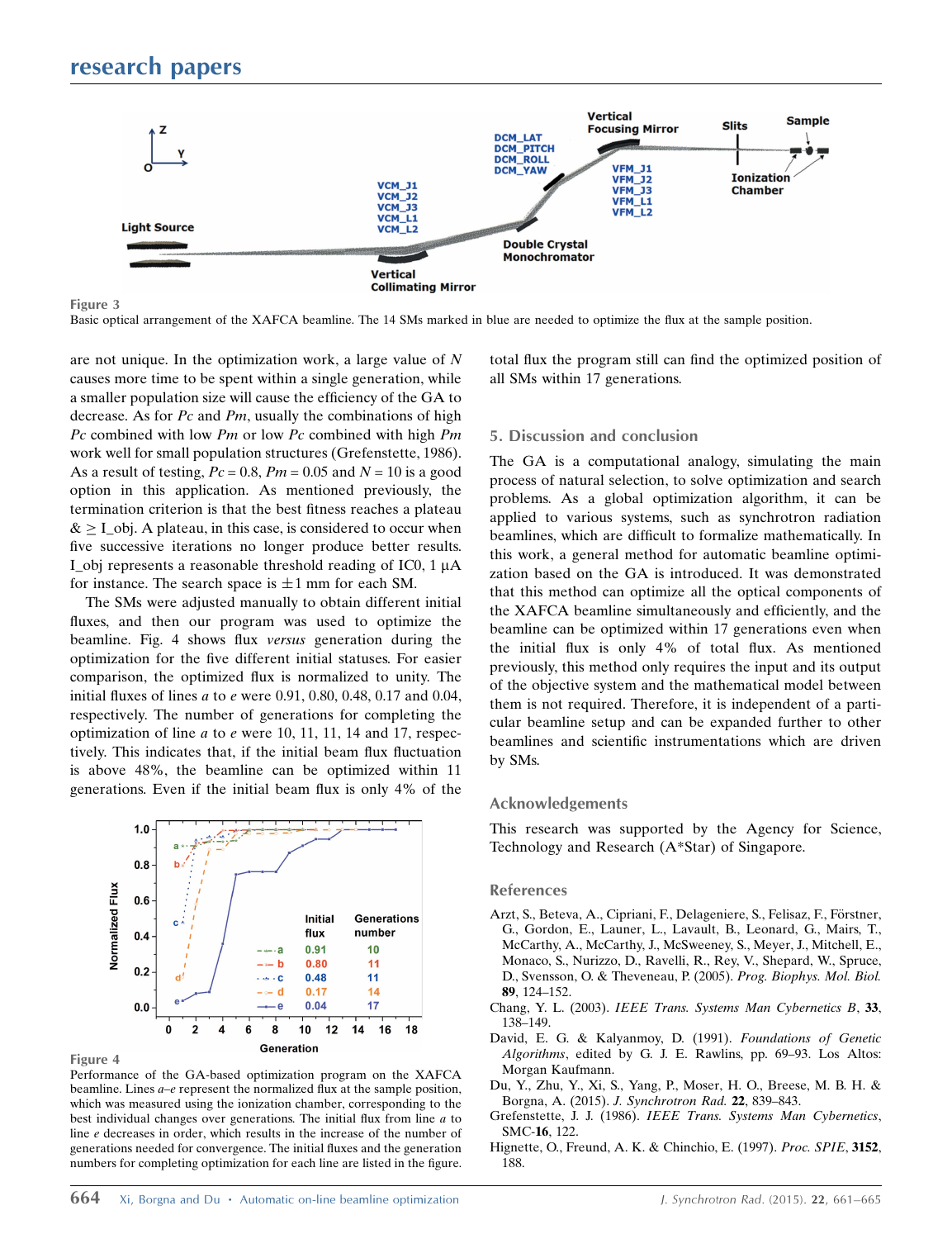Figure 3
Basic optical arrangement of the XAFCA beamline. The 14 SMs marked in blue are needed to optimize the flux at the sample position.

are not unique. In the optimization work, a large value of $N$ causes more time to be spent within a single generation, while a smaller population size will cause the efficiency of the GA to decrease. As for $Pc$ and $Pm$, usually the combinations of high $Pc$ combined with low $Pm$ or low $Pc$ combined with high $Pm$ work well for small population structures (Grefenstette, 1986). As a result of testing, $Pc = 0.8$, $Pm = 0.05$ and $N = 10$ is a good option in this application. As mentioned previously, the termination criterion is that the best fitness reaches a plateau & ≥ I_obj. A plateau, in this case, is considered to occur when five successive iterations no longer produce better results. I_obj represents a reasonable threshold reading of IC0, 1 µA for instance. The search space is ±1 mm for each SM.

The SMs were adjusted manually to obtain different initial fluxes, and then our program was used to optimize the beamline. Fig. 4 shows flux *versus* generation during the optimization for the five different initial statuses. For easier comparison, the optimized flux is normalized to unity. The initial fluxes of lines *a* to *e* were 0.91, 0.80, 0.48, 0.17 and 0.04, respectively. The number of generations for completing the optimization of line *a* to *e* were 10, 11, 11, 14 and 17, respectively. This indicates that, if the initial beam flux fluctuation is above 48%, the beamline can be optimized within 11 generations. Even if the initial beam flux is only 4% of the total flux the program still can find the optimized position of all SMs within 17 generations.

Figure 4
Performance of the GA-based optimization program on the XAFCA beamline. Lines *a*–*e* represent the normalized flux at the sample position, which was measured using the ionization chamber, corresponding to the best individual changes over generations. The initial flux from line *a* to line *e* decreases in order, which results in the increase of the number of generations needed for convergence. The initial fluxes and the generation numbers for completing optimization for each line are listed in the figure.

## 5. Discussion and conclusion

The GA is a computational analogy, simulating the main process of natural selection, to solve optimization and search problems. As a global optimization algorithm, it can be applied to various systems, such as synchrotron radiation beamlines, which are difficult to formalize mathematically. In this work, a general method for automatic beamline optimization based on the GA is introduced. It was demonstrated that this method can optimize all the optical components of the XAFCA beamline simultaneously and efficiently, and the beamline can be optimized within 17 generations even when the initial flux is only 4% of total flux. As mentioned previously, this method only requires the input and its output of the objective system and the mathematical model between them is not required. Therefore, it is independent of a particular beamline setup and can be expanded further to other beamlines and scientific instrumentations which are driven by SMs.

### Acknowledgements

This research was supported by the Agency for Science, Technology and Research (A*Star) of Singapore.

### References

Arzt, S., Beteva, A., Cipriani, F., Delageniere, S., Felisaz, F., Förstner, G., Gordon, E., Launer, L., Lavault, B., Leonard, G., Mairs, T., McCarthy, A., McCarthy, J., McSweeney, S., Meyer, J., Mitchell, E., Monaco, S., Nurizzo, D., Ravelli, R., Rey, V., Shepard, W., Spruce, D., Svensson, O. & Theveneau, P. (2005). *Prog. Biophys. Mol. Biol.* **89**, 124–152.

Chang, Y. L. (2003). *IEEE Trans. Systems Man Cybernetics B*, **33**, 138–149.

David, E. G. & Kalyanmoy, D. (1991). *Foundations of Genetic Algorithms*, edited by G. J. E. Rawlins, pp. 69–93. Los Altos: Morgan Kaufmann.

Du, Y., Zhu, Y., Xi, S., Yang, P., Moser, H. O., Breese, M. B. H. & Borgna, A. (2015). *J. Synchrotron Rad.* **22**, 839–843.

Grefenstette, J. J. (1986). *IEEE Trans. Systems Man Cybernetics*, SMC-**16**, 122.

Hignette, O., Freund, A. K. & Chinchio, E. (1997). *Proc. SPIE*, **3152**, 188.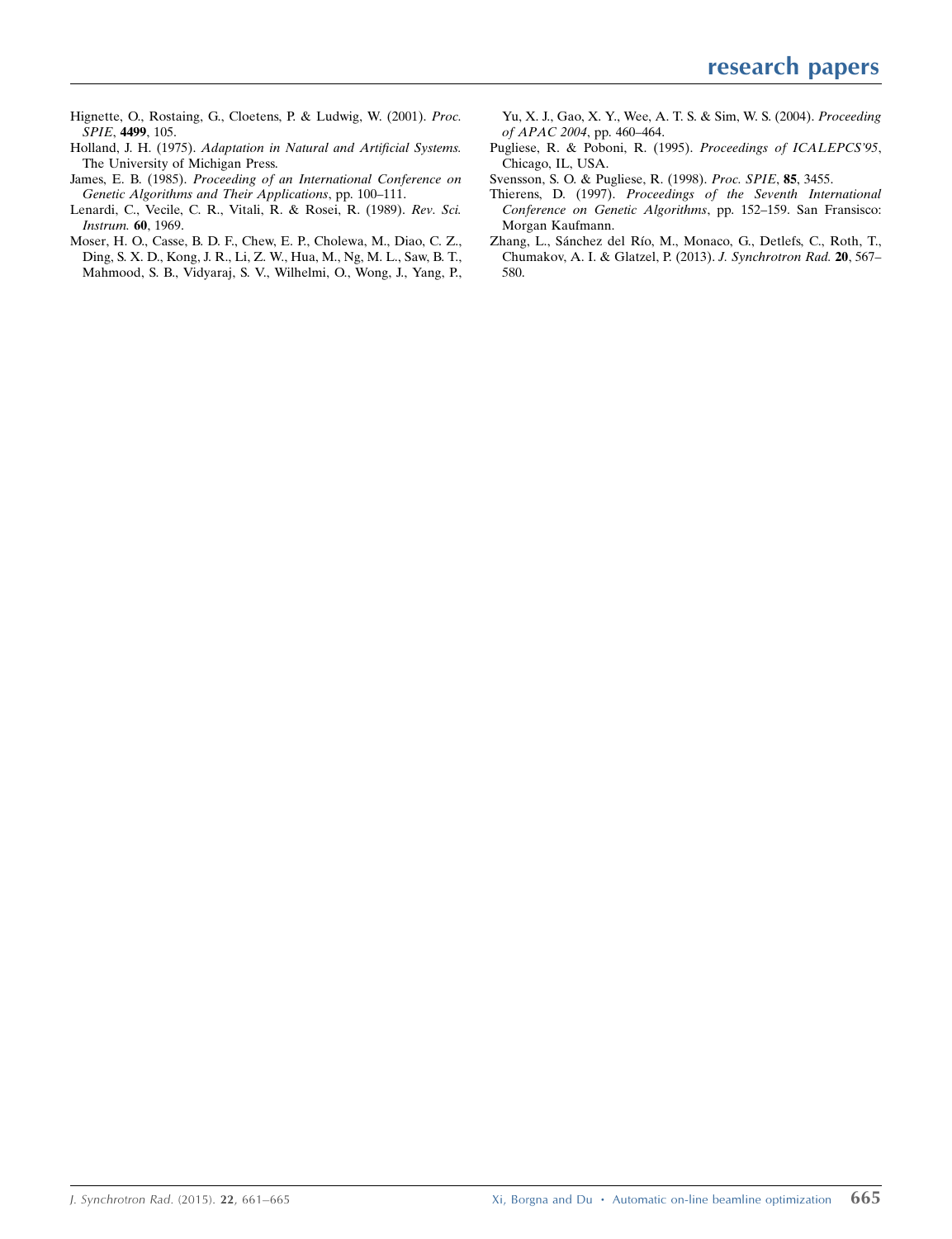Hignette, O., Rostaing, G., Cloetens, P. & Ludwig, W. (2001). *Proc. SPIE*, **4499**, 105.

Holland, J. H. (1975). *Adaptation in Natural and Artificial Systems.* The University of Michigan Press.

James, E. B. (1985). *Proceeding of an International Conference on Genetic Algorithms and Their Applications*, pp. 100–111.

Lenardi, C., Vecile, C. R., Vitali, R. & Rosei, R. (1989). *Rev. Sci. Instrum.* **60**, 1969.

Moser, H. O., Casse, B. D. F., Chew, E. P., Cholewa, M., Diao, C. Z., Ding, S. X. D., Kong, J. R., Li, Z. W., Hua, M., Ng, M. L., Saw, B. T., Mahmood, S. B., Vidyaraj, S. V., Wilhelmi, O., Wong, J., Yang, P., Yu, X. J., Gao, X. Y., Wee, A. T. S. & Sim, W. S. (2004). *Proceeding of APAC 2004*, pp. 460–464.

Pugliese, R. & Poboni, R. (1995). *Proceedings of ICALEPCS'95*, Chicago, IL, USA.

Svensson, S. O. & Pugliese, R. (1998). *Proc. SPIE*, **85**, 3455.

Thierens, D. (1997). *Proceedings of the Seventh International Conference on Genetic Algorithms*, pp. 152–159. San Fransisco: Morgan Kaufmann.

Zhang, L., Sánchez del Río, M., Monaco, G., Detlefs, C., Roth, T., Chumakov, A. I. & Glatzel, P. (2013). *J. Synchrotron Rad.* **20**, 567–580.